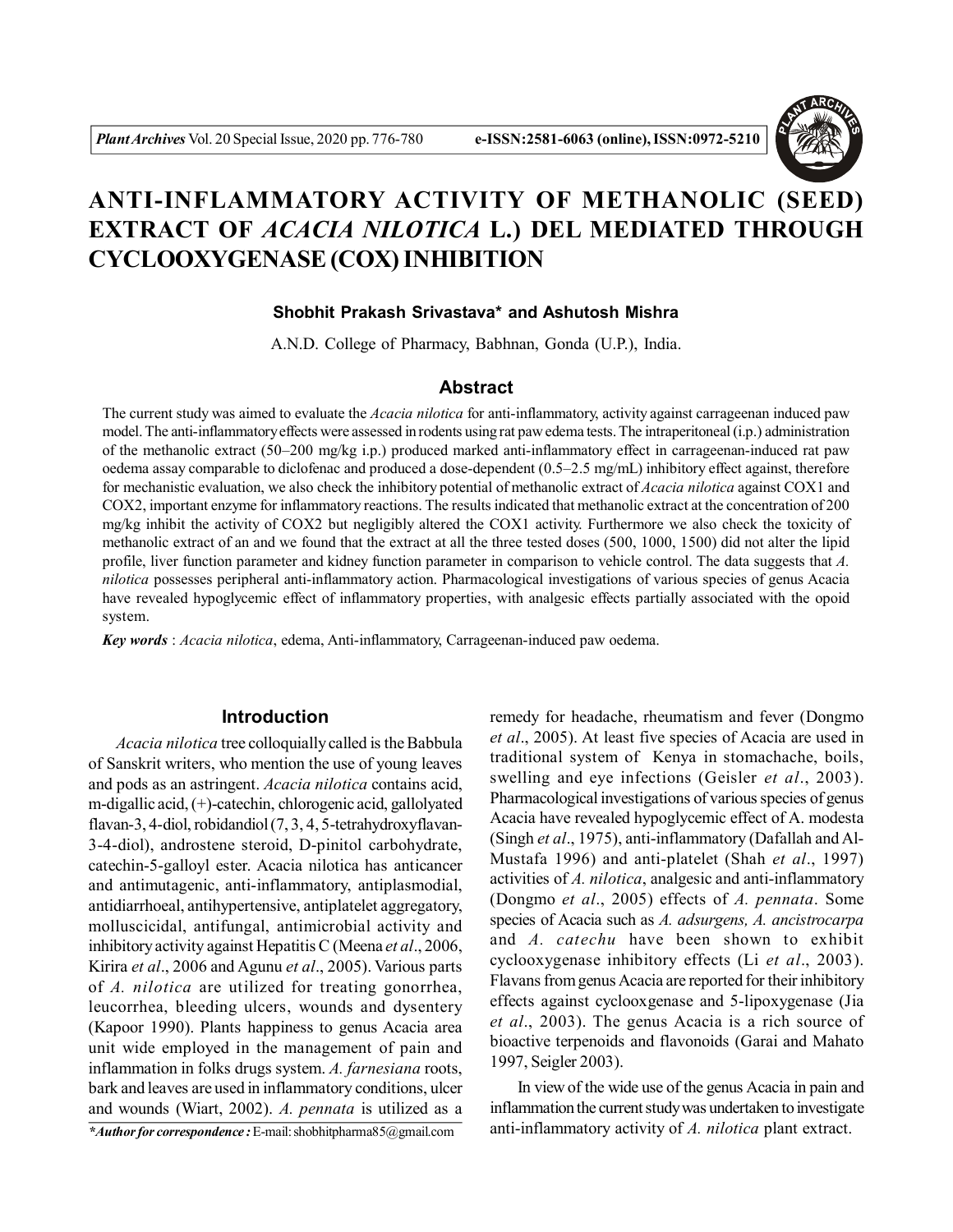# ANTI-INFLAMMATORY ACTIVITY OF METHANOLIC (SEED) EXTRACT OF *ACACIA NILOTICA* L.) DEL MEDIATED THROUGH CYCLOOXYGENASE (COX) INHIBITION

**Shobhit Prakash Srivastava\* and Ashutosh Mishra**

A.N.D. College of Pharmacy, Babhnan, Gonda (U.P.), India.

## Abstract

The current study was aimed to evaluate the *Acacia nilotica* for anti-inflammatory, activity against carrageenan induced paw model. The anti-inflammatory effects were assessed in rodents using rat paw edema tests. The intraperitoneal (i.p.) administration of the methanolic extract (50–200 mg/kg i.p.) produced marked anti-inflammatory effect in carrageenan-induced rat paw oedema assay comparable to diclofenac and produced a dose-dependent (0.5–2.5 mg/mL) inhibitory effect against, therefore for mechanistic evaluation, we also check the inhibitory potential of methanolic extract of *Acacia nilotica* against COX1 and COX2, important enzyme for inflammatory reactions. The results indicated that methanolic extract at the concentration of 200 mg/kg inhibit the activity of COX2 but negligibly altered the COX1 activity. Furthermore we also check the toxicity of methanolic extract of an and we found that the extract at all the three tested doses (500, 1000, 1500) did not alter the lipid profile, liver function parameter and kidney function parameter in comparison to vehicle control. The data suggests that *A. nilotica* possesses peripheral anti-inflammatory action. Pharmacological investigations of various species of genus Acacia have revealed hypoglycemic effect of inflammatory properties, with analgesic effects partially associated with the opoid system.

***Key words*** : *Acacia nilotica*, edema, Anti-inflammatory, Carrageenan-induced paw oedema.

## Introduction

*Acacia nilotica* tree colloquially called is the Babbula of Sanskrit writers, who mention the use of young leaves and pods as an astringent. *Acacia nilotica* contains acid, m-digallic acid, (+)-catechin, chlorogenic acid, gallolyated flavan-3, 4-diol, robidandiol (7, 3, 4, 5-tetrahydroxyflavan-3-4-diol), androstene steroid, D-pinitol carbohydrate, catechin-5-galloyl ester. Acacia nilotica has anticancer and antimutagenic, anti-inflammatory, antiplasmodial, antidiarrhoeal, antihypertensive, antiplatelet aggregatory, molluscicidal, antifungal, antimicrobial activity and inhibitory activity against Hepatitis C (Meena *et al*., 2006, Kirira *et al*., 2006 and Agunu *et al*., 2005). Various parts of *A. nilotica* are utilized for treating gonorrhea, leucorrhea, bleeding ulcers, wounds and dysentery (Kapoor 1990). Plants happiness to genus Acacia area unit wide employed in the management of pain and inflammation in folks drugs system. *A. farnesiana* roots, bark and leaves are used in inflammatory conditions, ulcer and wounds (Wiart, 2002). *A. pennata* is utilized as a remedy for headache, rheumatism and fever (Dongmo *et al*., 2005). At least five species of Acacia are used in traditional system of Kenya in stomachache, boils, swelling and eye infections (Geisler *et al*., 2003). Pharmacological investigations of various species of genus Acacia have revealed hypoglycemic effect of A. modesta (Singh *et al*., 1975), anti-inflammatory (Dafallah and Al-Mustafa 1996) and anti-platelet (Shah *et al*., 1997) activities of *A. nilotica*, analgesic and anti-inflammatory (Dongmo *et al*., 2005) effects of *A. pennata*. Some species of Acacia such as *A. adsurgens, A. ancistrocarpa* and *A. catechu* have been shown to exhibit cyclooxygenase inhibitory effects (Li *et al*., 2003). Flavans from genus Acacia are reported for their inhibitory effects against cyclooxgenase and 5-lipoxygenase (Jia *et al*., 2003). The genus Acacia is a rich source of bioactive terpenoids and flavonoids (Garai and Mahato 1997, Seigler 2003).

In view of the wide use of the genus Acacia in pain and inflammation the current study was undertaken to investigate anti-inflammatory activity of *A. nilotica* plant extract.

***Author for correspondence :** E-mail: shobhitpharma85@gmail.com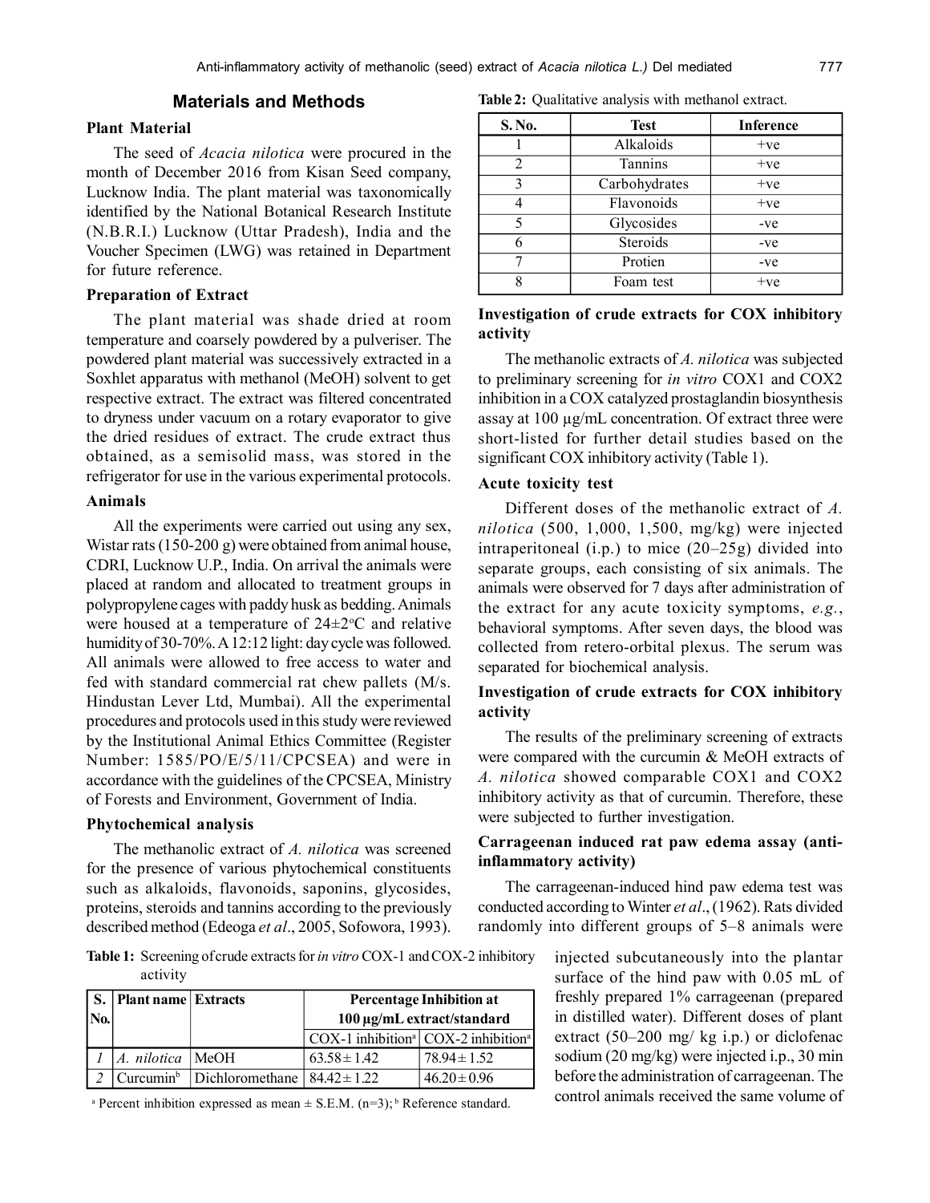## Materials and Methods

### Plant Material

The seed of *Acacia nilotica* were procured in the month of December 2016 from Kisan Seed company, Lucknow India. The plant material was taxonomically identified by the National Botanical Research Institute (N.B.R.I.) Lucknow (Uttar Pradesh), India and the Voucher Specimen (LWG) was retained in Department for future reference.

### Preparation of Extract

The plant material was shade dried at room temperature and coarsely powdered by a pulveriser. The powdered plant material was successively extracted in a Soxhlet apparatus with methanol (MeOH) solvent to get respective extract. The extract was filtered concentrated to dryness under vacuum on a rotary evaporator to give the dried residues of extract. The crude extract thus obtained, as a semisolid mass, was stored in the refrigerator for use in the various experimental protocols.

### Animals

All the experiments were carried out using any sex, Wistar rats (150-200 g) were obtained from animal house, CDRI, Lucknow U.P., India. On arrival the animals were placed at random and allocated to treatment groups in polypropylene cages with paddy husk as bedding. Animals were housed at a temperature of 24±2°C and relative humidity of 30-70%. A 12:12 light: day cycle was followed. All animals were allowed to free access to water and fed with standard commercial rat chew pallets (M/s. Hindustan Lever Ltd, Mumbai). All the experimental procedures and protocols used in this study were reviewed by the Institutional Animal Ethics Committee (Register Number: 1585/PO/E/5/11/CPCSEA) and were in accordance with the guidelines of the CPCSEA, Ministry of Forests and Environment, Government of India.

### Phytochemical analysis

The methanolic extract of *A. nilotica* was screened for the presence of various phytochemical constituents such as alkaloids, flavonoids, saponins, glycosides, proteins, steroids and tannins according to the previously described method (Edeoga *et al*., 2005, Sofowora, 1993).

**Table 1:** Screening of crude extracts for *in vitro* COX-1 and COX-2 inhibitory activity

| S. No. | Plant name | Extracts | Percentage Inhibition at 100 µg/mL extract/standard | |
|---|---|---|---|---|
| | | | COX-1 inhibition[a] | COX-2 inhibition[a] |
| *1* | *A. nilotica* | MeOH | 63.58 ± 1.42 | 78.94 ± 1.52 |
| *2* | Curcumin[b] | Dichloromethane | 84.42 ± 1.22 | 46.20 ± 0.96 |

[a] Percent inhibition expressed as mean ± S.E.M. (n=3); [b] Reference standard.

**Table 2:** Qualitative analysis with methanol extract.

| S. No. | Test | Inference |
|---|---|---|
| 1 | Alkaloids | +ve |
| 2 | Tannins | +ve |
| 3 | Carbohydrates | +ve |
| 4 | Flavonoids | +ve |
| 5 | Glycosides | -ve |
| 6 | Steroids | -ve |
| 7 | Protien | -ve |
| 8 | Foam test | +ve |

### Investigation of crude extracts for COX inhibitory activity

The methanolic extracts of *A. nilotica* was subjected to preliminary screening for *in vitro* COX1 and COX2 inhibition in a COX catalyzed prostaglandin biosynthesis assay at 100 µg/mL concentration. Of extract three were short-listed for further detail studies based on the significant COX inhibitory activity (Table 1).

### Acute toxicity test

Different doses of the methanolic extract of *A. nilotica* (500, 1,000, 1,500, mg/kg) were injected intraperitoneal (i.p.) to mice (20–25g) divided into separate groups, each consisting of six animals. The animals were observed for 7 days after administration of the extract for any acute toxicity symptoms, *e.g.*, behavioral symptoms. After seven days, the blood was collected from retero-orbital plexus. The serum was separated for biochemical analysis.

### Investigation of crude extracts for COX inhibitory activity

The results of the preliminary screening of extracts were compared with the curcumin & MeOH extracts of *A. nilotica* showed comparable COX1 and COX2 inhibitory activity as that of curcumin. Therefore, these were subjected to further investigation.

### Carrageenan induced rat paw edema assay (anti-inflammatory activity)

The carrageenan-induced hind paw edema test was conducted according to Winter *et al*., (1962). Rats divided randomly into different groups of 5–8 animals were injected subcutaneously into the plantar surface of the hind paw with 0.05 mL of freshly prepared 1% carrageenan (prepared in distilled water). Different doses of plant extract (50–200 mg/ kg i.p.) or diclofenac sodium (20 mg/kg) were injected i.p., 30 min before the administration of carrageenan. The control animals received the same volume of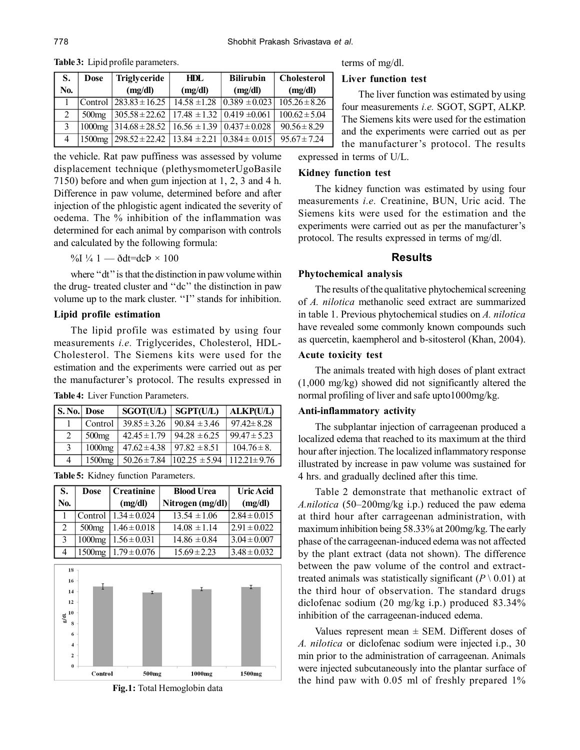**Table 3:** Lipid profile parameters.

| S. No. | Dose | Triglyceride (mg/dl) | HDL (mg/dl) | Bilirubin (mg/dl) | Cholesterol (mg/dl) |
|---|---|---|---|---|---|
| 1 | Control | 283.83 ± 16.25 | 14.58 ±1.28 | 0.389 ± 0.023 | 105.26 ± 8.26 |
| 2 | 500mg | 305.58 ± 22.62 | 17.48 ±1.32 | 0.419 ±0.061 | 100.62 ± 5.04 |
| 3 | 1000mg | 314.68 ± 28.52 | 16.56 ±1.39 | 0.437 ± 0.028 | 90.56 ± 8.29 |
| 4 | 1500mg | 298.52 ± 22.42 | 13.84 ±2.21 | 0.384 ± 0.015 | 95.67 ± 7.24 |

the vehicle. Rat paw puffiness was assessed by volume displacement technique (plethysmometerUgoBasile 7150) before and when gum injection at 1, 2, 3 and 4 h. Difference in paw volume, determined before and after injection of the phlogistic agent indicated the severity of oedema. The % inhibition of the inflammation was determined for each animal by comparison with controls and calculated by the following formula:

%I ¼ 1 — ðdt=dcÞ × 100

where "dt" is that the distinction in paw volume within the drug- treated cluster and "dc" the distinction in paw volume up to the mark cluster. "I" stands for inhibition.

### Lipid profile estimation

The lipid profile was estimated by using four measurements *i.e.* Triglycerides, Cholesterol, HDL-Cholesterol. The Siemens kits were used for the estimation and the experiments were carried out as per the manufacturer's protocol. The results expressed in terms of mg/dl.

**Table 4:** Liver Function Parameters.

| S. No. | Dose | SGOT(U/L) | SGPT(U/L) | ALKP(U/L) |
|---|---|---|---|---|
| 1 | Control | 39.85 ± 3.26 | 90.84 ±3.46 | 97.42± 8.28 |
| 2 | 500mg | 42.45 ± 1.79 | 94.28 ±6.25 | 99.47 ± 5.23 |
| 3 | 1000mg | 47.62 ± 4.38 | 97.82 ±8.51 | 104.76 ± 8. |
| 4 | 1500mg | 50.26 ± 7.84 | 102.25 ±5.94 | 112.21± 9.76 |

**Table 5:** Kidney function Parameters.

| S. No. | Dose | Creatinine (mg/dl) | Blood Urea Nitrogen (mg/dl) | Uric Acid (mg/dl) |
|---|---|---|---|---|
| 1 | Control | 1.34 ± 0.024 | 13.54 ±1.06 | 2.84 ± 0.015 |
| 2 | 500mg | 1.46 ± 0.018 | 14.08 ±1.14 | 2.91 ± 0.022 |
| 3 | 1000mg | 1.56 ± 0.031 | 14.86 ±0.84 | 3.04 ± 0.007 |
| 4 | 1500mg | 1.79 ± 0.076 | 15.69 ± 2.23 | 3.48 ± 0.032 |

**Fig.1:** Total Hemoglobin data

### Liver function test

The liver function was estimated by using four measurements *i.e.* SGOT, SGPT, ALKP. The Siemens kits were used for the estimation and the experiments were carried out as per the manufacturer's protocol. The results expressed in terms of U/L.

### Kidney function test

The kidney function was estimated by using four measurements *i.e.* Creatinine, BUN, Uric acid. The Siemens kits were used for the estimation and the experiments were carried out as per the manufacturer's protocol. The results expressed in terms of mg/dl.

## Results

### Phytochemical analysis

The results of the qualitative phytochemical screening of *A. nilotica* methanolic seed extract are summarized in table 1. Previous phytochemical studies on *A. nilotica* have revealed some commonly known compounds such as quercetin, kaempherol and b-sitosterol (Khan, 2004).

### Acute toxicity test

The animals treated with high doses of plant extract (1,000 mg/kg) showed did not significantly altered the normal profiling of liver and safe upto1000mg/kg.

### Anti-inflammatory activity

The subplantar injection of carrageenan produced a localized edema that reached to its maximum at the third hour after injection. The localized inflammatory response illustrated by increase in paw volume was sustained for 4 hrs. and gradually declined after this time.

Table 2 demonstrate that methanolic extract of *A.nilotica* (50–200mg/kg i.p.) reduced the paw edema at third hour after carrageenan administration, with maximum inhibition being 58.33% at 200mg/kg. The early phase of the carrageenan-induced edema was not affected by the plant extract (data not shown). The difference between the paw volume of the control and extract-treated animals was statistically significant ($P \backslash 0.01$) at the third hour of observation. The standard drugs diclofenac sodium (20 mg/kg i.p.) produced 83.34% inhibition of the carrageenan-induced edema.

Values represent mean ± SEM. Different doses of *A. nilotica* or diclofenac sodium were injected i.p., 30 min prior to the administration of carrageenan. Animals were injected subcutaneously into the plantar surface of the hind paw with 0.05 ml of freshly prepared 1%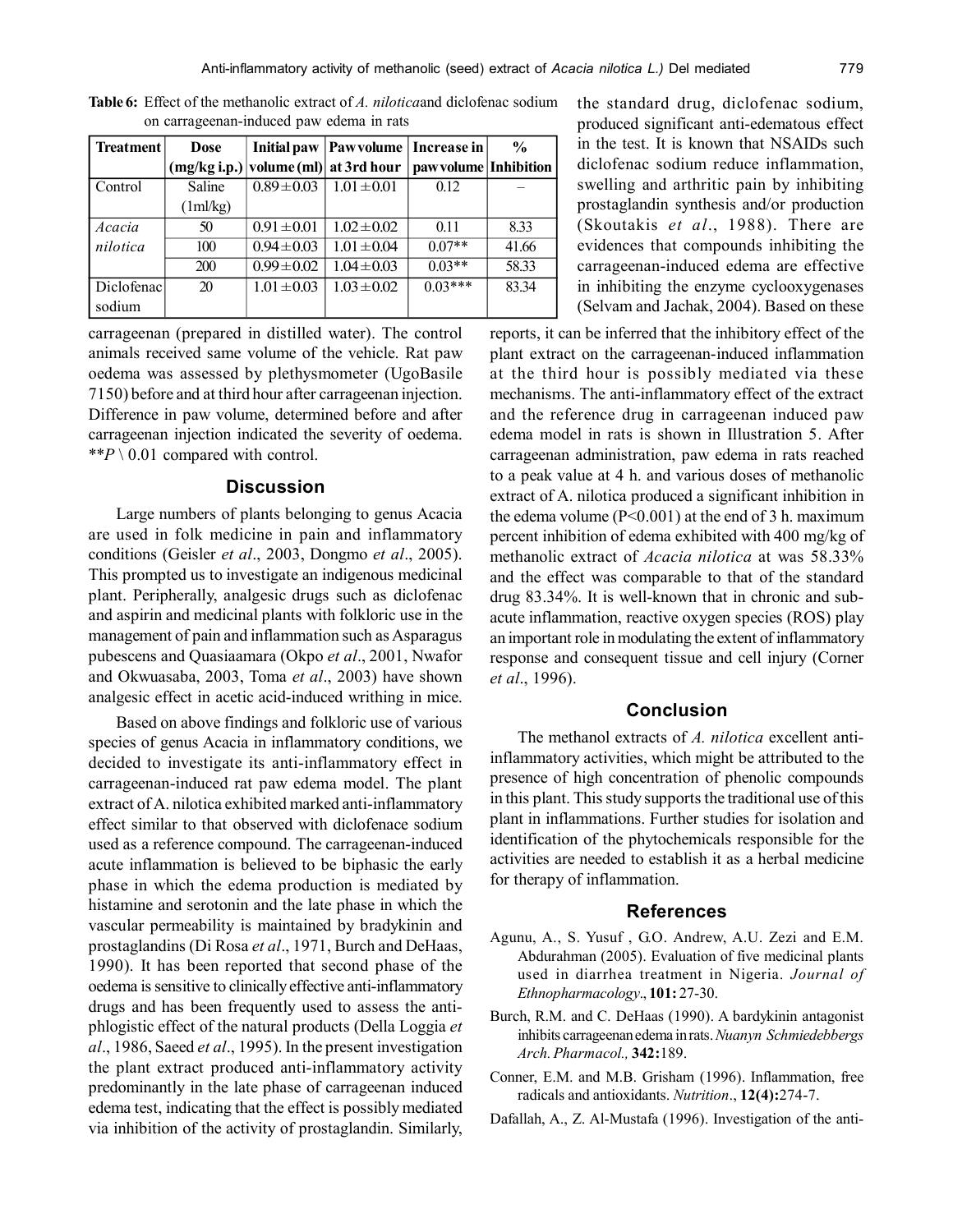**Table 6:** Effect of the methanolic extract of *A. nilotica*and diclofenac sodium on carrageenan-induced paw edema in rats

| Treatment | Dose (mg/kg i.p.) | Initial paw volume (ml) | Paw volume at 3rd hour | Increase in paw volume | % Inhibition |
|---|---|---|---|---|---|
| Control | Saline (1ml/kg) | 0.89±0.03 | 1.01±0.01 | 0.12 | – |
| *Acacia nilotica* | 50 | 0.91±0.01 | 1.02±0.02 | 0.11 | 8.33 |
| | 100 | 0.94±0.03 | 1.01±0.04 | 0.07** | 41.66 |
| | 200 | 0.99±0.02 | 1.04±0.03 | 0.03** | 58.33 |
| Diclofenac sodium | 20 | 1.01±0.03 | 1.03±0.02 | 0.03*** | 83.34 |

carrageenan (prepared in distilled water). The control animals received same volume of the vehicle. Rat paw oedema was assessed by plethysmometer (UgoBasile 7150) before and at third hour after carrageenan injection. Difference in paw volume, determined before and after carrageenan injection indicated the severity of oedema. **$P \backslash 0.01$ compared with control.

## Discussion

Large numbers of plants belonging to genus Acacia are used in folk medicine in pain and inflammatory conditions (Geisler *et al*., 2003, Dongmo *et al*., 2005). This prompted us to investigate an indigenous medicinal plant. Peripherally, analgesic drugs such as diclofenac and aspirin and medicinal plants with folkloric use in the management of pain and inflammation such as Asparagus pubescens and Quasiaamara (Okpo *et al*., 2001, Nwafor and Okwuasaba, 2003, Toma *et al*., 2003) have shown analgesic effect in acetic acid-induced writhing in mice.

Based on above findings and folkloric use of various species of genus Acacia in inflammatory conditions, we decided to investigate its anti-inflammatory effect in carrageenan-induced rat paw edema model. The plant extract of A. nilotica exhibited marked anti-inflammatory effect similar to that observed with diclofenace sodium used as a reference compound. The carrageenan-induced acute inflammation is believed to be biphasic the early phase in which the edema production is mediated by histamine and serotonin and the late phase in which the vascular permeability is maintained by bradykinin and prostaglandins (Di Rosa *et al*., 1971, Burch and DeHaas, 1990). It has been reported that second phase of the oedema is sensitive to clinically effective anti-inflammatory drugs and has been frequently used to assess the anti-phlogistic effect of the natural products (Della Loggia *et al*., 1986, Saeed *et al*., 1995). In the present investigation the plant extract produced anti-inflammatory activity predominantly in the late phase of carrageenan induced edema test, indicating that the effect is possibly mediated via inhibition of the activity of prostaglandin. Similarly, the standard drug, diclofenac sodium, produced significant anti-edematous effect in the test. It is known that NSAIDs such diclofenac sodium reduce inflammation, swelling and arthritic pain by inhibiting prostaglandin synthesis and/or production (Skoutakis *et al*., 1988). There are evidences that compounds inhibiting the carrageenan-induced edema are effective in inhibiting the enzyme cyclooxygenases (Selvam and Jachak, 2004). Based on these reports, it can be inferred that the inhibitory effect of the plant extract on the carrageenan-induced inflammation at the third hour is possibly mediated via these mechanisms. The anti-inflammatory effect of the extract and the reference drug in carrageenan induced paw edema model in rats is shown in Illustration 5. After carrageenan administration, paw edema in rats reached to a peak value at 4 h. and various doses of methanolic extract of A. nilotica produced a significant inhibition in the edema volume ($P<0.001$) at the end of 3 h. maximum percent inhibition of edema exhibited with 400 mg/kg of methanolic extract of *Acacia nilotica* at was 58.33% and the effect was comparable to that of the standard drug 83.34%. It is well-known that in chronic and sub-acute inflammation, reactive oxygen species (ROS) play an important role in modulating the extent of inflammatory response and consequent tissue and cell injury (Corner *et al*., 1996).

## Conclusion

The methanol extracts of *A. nilotica* excellent anti-inflammatory activities, which might be attributed to the presence of high concentration of phenolic compounds in this plant. This study supports the traditional use of this plant in inflammations. Further studies for isolation and identification of the phytochemicals responsible for the activities are needed to establish it as a herbal medicine for therapy of inflammation.

## References

Agunu, A., S. Yusuf , G.O. Andrew, A.U. Zezi and E.M. Abdurahman (2005). Evaluation of five medicinal plants used in diarrhea treatment in Nigeria. *Journal of Ethnopharmacology*., **101:** 27-30.

Burch, R.M. and C. DeHaas (1990). A bardykinin antagonist inhibits carrageenan edema in rats. *Nuanyn Schmiedebbergs Arch. Pharmacol.,* **342:**189.

Conner, E.M. and M.B. Grisham (1996). Inflammation, free radicals and antioxidants. *Nutrition*., **12(4):**274-7.

Dafallah, A., Z. Al-Mustafa (1996). Investigation of the anti-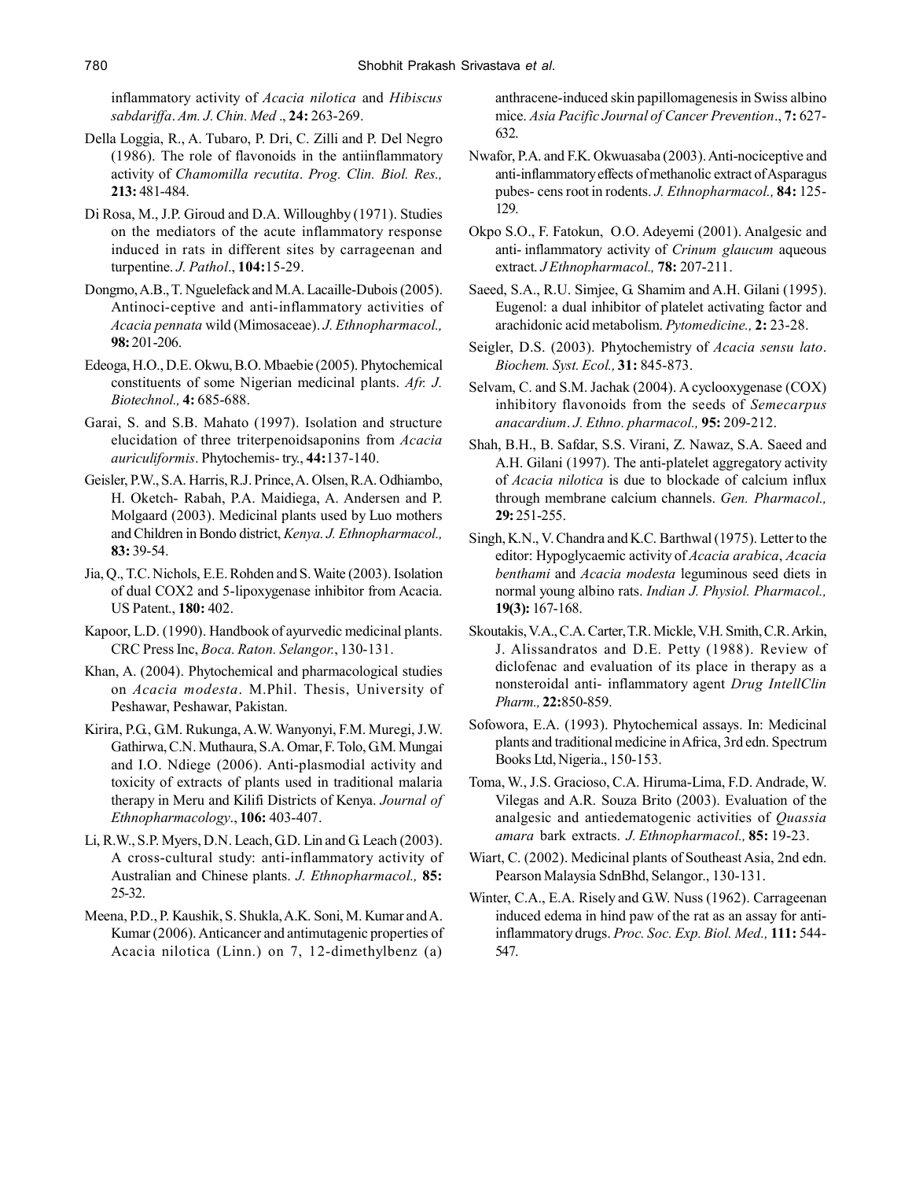inflammatory activity of *Acacia nilotica* and *Hibiscus sabdariffa*. *Am. J. Chin. Med* ., **24:** 263-269.

Della Loggia, R., A. Tubaro, P. Dri, C. Zilli and P. Del Negro (1986). The role of flavonoids in the antiinflammatory activity of *Chamomilla recutita*. *Prog. Clin. Biol. Res.,* **213:** 481-484.

Di Rosa, M., J.P. Giroud and D.A. Willoughby (1971). Studies on the mediators of the acute inflammatory response induced in rats in different sites by carrageenan and turpentine. *J. Pathol*., **104:**15-29.

Dongmo, A.B., T. Nguelefack and M.A. Lacaille-Dubois (2005). Antinoci-ceptive and anti-inflammatory activities of *Acacia pennata* wild (Mimosaceae). *J. Ethnopharmacol.,* **98:** 201-206.

Edeoga, H.O., D.E. Okwu, B.O. Mbaebie (2005). Phytochemical constituents of some Nigerian medicinal plants. *Afr. J. Biotechnol.,* **4:** 685-688.

Garai, S. and S.B. Mahato (1997). Isolation and structure elucidation of three triterpenoidsaponins from *Acacia auriculiformis*. Phytochemis- try., **44:**137-140.

Geisler, P.W., S.A. Harris, R.J. Prince, A. Olsen, R.A. Odhiambo, H. Oketch- Rabah, P.A. Maidiega, A. Andersen and P. Molgaard (2003). Medicinal plants used by Luo mothers and Children in Bondo district, *Kenya. J. Ethnopharmacol.,* **83:** 39-54.

Jia, Q., T.C. Nichols, E.E. Rohden and S. Waite (2003). Isolation of dual COX2 and 5-lipoxygenase inhibitor from Acacia. US Patent., **180:** 402.

Kapoor, L.D. (1990). Handbook of ayurvedic medicinal plants. CRC Press Inc, *Boca. Raton. Selangor.*, 130-131.

Khan, A. (2004). Phytochemical and pharmacological studies on *Acacia modesta*. M.Phil. Thesis, University of Peshawar, Peshawar, Pakistan.

Kirira, P.G., G.M. Rukunga, A.W. Wanyonyi, F.M. Muregi, J.W. Gathirwa, C.N. Muthaura, S.A. Omar, F. Tolo, G.M. Mungai and I.O. Ndiege (2006). Anti-plasmodial activity and toxicity of extracts of plants used in traditional malaria therapy in Meru and Kilifi Districts of Kenya. *Journal of Ethnopharmacology*., **106:** 403-407.

Li, R.W., S.P. Myers, D.N. Leach, G.D. Lin and G. Leach (2003). A cross-cultural study: anti-inflammatory activity of Australian and Chinese plants. *J. Ethnopharmacol.,* **85:** 25-32.

Meena, P.D., P. Kaushik, S. Shukla, A.K. Soni, M. Kumar and A. Kumar (2006). Anticancer and antimutagenic properties of Acacia nilotica (Linn.) on 7, 12-dimethylbenz (a) anthracene-induced skin papillomagenesis in Swiss albino mice. *Asia Pacific Journal of Cancer Prevention*., **7:** 627-632.

Nwafor, P.A. and F.K. Okwuasaba (2003). Anti-nociceptive and anti-inflammatory effects of methanolic extract of Asparagus pubes- cens root in rodents. *J. Ethnopharmacol.,* **84:** 125-129.

Okpo S.O., F. Fatokun, O.O. Adeyemi (2001). Analgesic and anti- inflammatory activity of *Crinum glaucum* aqueous extract. *J Ethnopharmacol.,* **78:** 207-211.

Saeed, S.A., R.U. Simjee, G. Shamim and A.H. Gilani (1995). Eugenol: a dual inhibitor of platelet activating factor and arachidonic acid metabolism. *Pytomedicine.,* **2:** 23-28.

Seigler, D.S. (2003). Phytochemistry of *Acacia sensu lato*. *Biochem. Syst. Ecol.,* **31:** 845-873.

Selvam, C. and S.M. Jachak (2004). A cyclooxygenase (COX) inhibitory flavonoids from the seeds of *Semecarpus anacardium*. *J. Ethno. pharmacol.,* **95:** 209-212.

Shah, B.H., B. Safdar, S.S. Virani, Z. Nawaz, S.A. Saeed and A.H. Gilani (1997). The anti-platelet aggregatory activity of *Acacia nilotica* is due to blockade of calcium influx through membrane calcium channels. *Gen. Pharmacol.,* **29:** 251-255.

Singh, K.N., V. Chandra and K.C. Barthwal (1975). Letter to the editor: Hypoglycaemic activity of *Acacia arabica*, *Acacia benthami* and *Acacia modesta* leguminous seed diets in normal young albino rats. *Indian J. Physiol. Pharmacol.,* **19(3):** 167-168.

Skoutakis, V.A., C.A. Carter, T.R. Mickle, V.H. Smith, C.R. Arkin, J. Alissandratos and D.E. Petty (1988). Review of diclofenac and evaluation of its place in therapy as a nonsteroidal anti- inflammatory agent *Drug IntellClin Pharm.,* **22:**850-859.

Sofowora, E.A. (1993). Phytochemical assays. In: Medicinal plants and traditional medicine in Africa, 3rd edn. Spectrum Books Ltd, Nigeria., 150-153.

Toma, W., J.S. Gracioso, C.A. Hiruma-Lima, F.D. Andrade, W. Vilegas and A.R. Souza Brito (2003). Evaluation of the analgesic and antiedematogenic activities of *Quassia amara* bark extracts. *J. Ethnopharmacol.,* **85:** 19-23.

Wiart, C. (2002). Medicinal plants of Southeast Asia, 2nd edn. Pearson Malaysia SdnBhd, Selangor., 130-131.

Winter, C.A., E.A. Risely and G.W. Nuss (1962). Carrageenan induced edema in hind paw of the rat as an assay for anti-inflammatory drugs. *Proc. Soc. Exp. Biol. Med.,* **111:** 544-547.